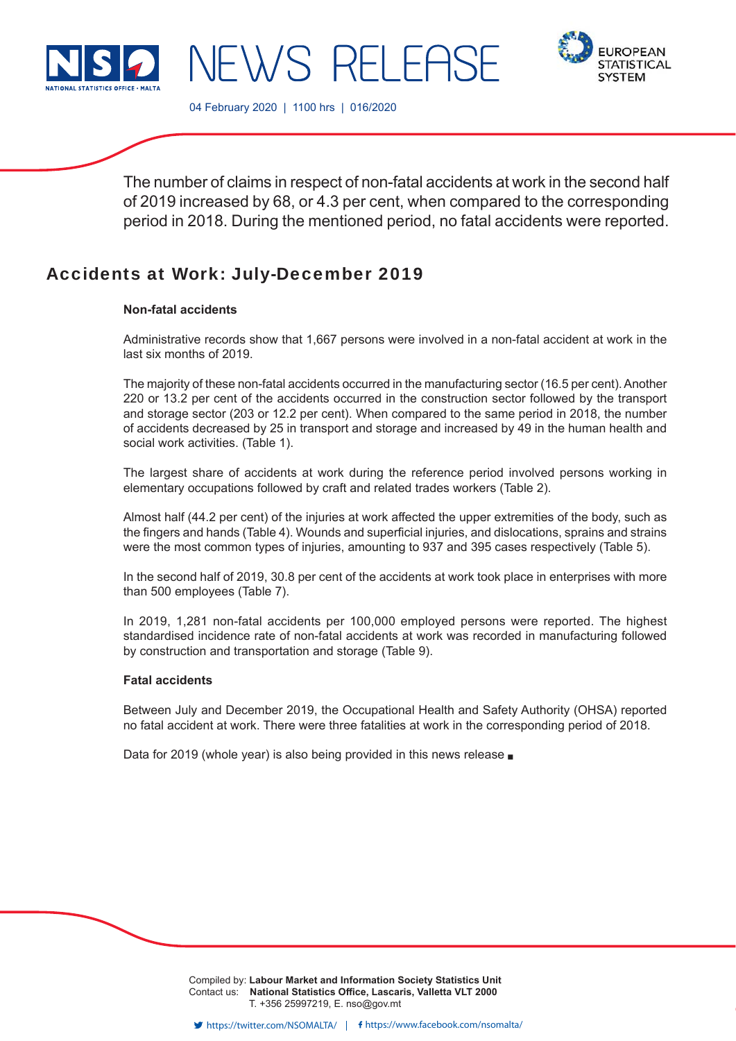# NEWS RELEASE

04 February 2020 | 1100 hrs | 016/2020

The number of claims in respect of non-fatal accidents at work in the second half of 2019 increased by 68, or 4.3 per cent, when compared to the corresponding period in 2018. During the mentioned period, no fatal accidents were reported.

## Accidents at Work: July-December 2019

### Non-fatal accidents

Administrative records show that 1,667 persons were involved in a non-fatal accident at work in the last six months of 2019.

The majority of these non-fatal accidents occurred in the manufacturing sector (16.5 per cent). Another 220 or 13.2 per cent of the accidents occurred in the construction sector followed by the transport and storage sector (203 or 12.2 per cent). When compared to the same period in 2018, the number of accidents decreased by 25 in transport and storage and increased by 49 in the human health and social work activities. (Table 1).

The largest share of accidents at work during the reference period involved persons working in elementary occupations followed by craft and related trades workers (Table 2).

Almost half (44.2 per cent) of the injuries at work affected the upper extremities of the body, such as the fingers and hands (Table 4). Wounds and superficial injuries, and dislocations, sprains and strains were the most common types of injuries, amounting to 937 and 395 cases respectively (Table 5).

In the second half of 2019, 30.8 per cent of the accidents at work took place in enterprises with more than 500 employees (Table 7).

In 2019, 1,281 non-fatal accidents per 100,000 employed persons were reported. The highest standardised incidence rate of non-fatal accidents at work was recorded in manufacturing followed by construction and transportation and storage (Table 9).

### Fatal accidents

Between July and December 2019, the Occupational Health and Safety Authority (OHSA) reported no fatal accident at work. There were three fatalities at work in the corresponding period of 2018.

Data for 2019 (whole year) is also being provided in this news release ■

Compiled by: **Labour Market and Information Society Statistics Unit**
Contact us: **National Statistics Office, Lascaris, Valletta VLT 2000**
T. +356 25997219, E. nso@gov.mt

https://twitter.com/NSOMALTA/ | https://www.facebook.com/nsomalta/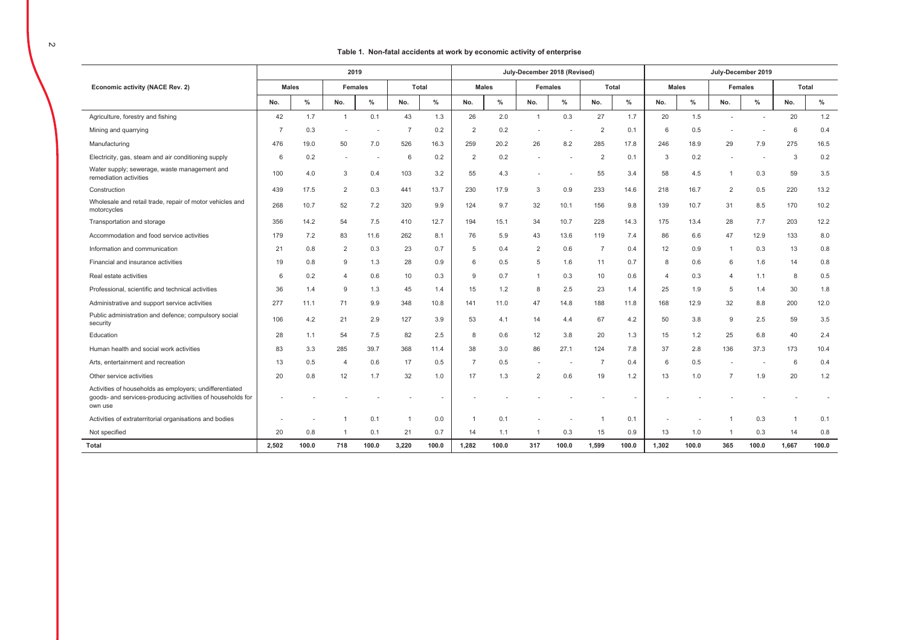## Table 1. Non-fatal accidents at work by economic activity of enterprise

| Economic activity (NACE Rev. 2) | 2019 | | | | | | July-December 2018 (Revised) | | | | | | July-December 2019 | | | | | |
|---|---|---|---|---|---|---|---|---|---|---|---|---|---|---|---|---|---|---|
| | Males | | Females | | Total | | Males | | Females | | Total | | Males | | Females | | Total | |
| | No. | % | No. | % | No. | % | No. | % | No. | % | No. | % | No. | % | No. | % | No. | % |
| Agriculture, forestry and fishing | 42 | 1.7 | 1 | 0.1 | 43 | 1.3 | 26 | 2.0 | 1 | 0.3 | 27 | 1.7 | 20 | 1.5 | - | - | 20 | 1.2 |
| Mining and quarrying | 7 | 0.3 | - | - | 7 | 0.2 | 2 | 0.2 | - | - | 2 | 0.1 | 6 | 0.5 | - | - | 6 | 0.4 |
| Manufacturing | 476 | 19.0 | 50 | 7.0 | 526 | 16.3 | 259 | 20.2 | 26 | 8.2 | 285 | 17.8 | 246 | 18.9 | 29 | 7.9 | 275 | 16.5 |
| Electricity, gas, steam and air conditioning supply | 6 | 0.2 | - | - | 6 | 0.2 | 2 | 0.2 | - | - | 2 | 0.1 | 3 | 0.2 | - | - | 3 | 0.2 |
| Water supply; sewerage, waste management and remediation activities | 100 | 4.0 | 3 | 0.4 | 103 | 3.2 | 55 | 4.3 | - | - | 55 | 3.4 | 58 | 4.5 | 1 | 0.3 | 59 | 3.5 |
| Construction | 439 | 17.5 | 2 | 0.3 | 441 | 13.7 | 230 | 17.9 | 3 | 0.9 | 233 | 14.6 | 218 | 16.7 | 2 | 0.5 | 220 | 13.2 |
| Wholesale and retail trade, repair of motor vehicles and motorcycles | 268 | 10.7 | 52 | 7.2 | 320 | 9.9 | 124 | 9.7 | 32 | 10.1 | 156 | 9.8 | 139 | 10.7 | 31 | 8.5 | 170 | 10.2 |
| Transportation and storage | 356 | 14.2 | 54 | 7.5 | 410 | 12.7 | 194 | 15.1 | 34 | 10.7 | 228 | 14.3 | 175 | 13.4 | 28 | 7.7 | 203 | 12.2 |
| Accommodation and food service activities | 179 | 7.2 | 83 | 11.6 | 262 | 8.1 | 76 | 5.9 | 43 | 13.6 | 119 | 7.4 | 86 | 6.6 | 47 | 12.9 | 133 | 8.0 |
| Information and communication | 21 | 0.8 | 2 | 0.3 | 23 | 0.7 | 5 | 0.4 | 2 | 0.6 | 7 | 0.4 | 12 | 0.9 | 1 | 0.3 | 13 | 0.8 |
| Financial and insurance activities | 19 | 0.8 | 9 | 1.3 | 28 | 0.9 | 6 | 0.5 | 5 | 1.6 | 11 | 0.7 | 8 | 0.6 | 6 | 1.6 | 14 | 0.8 |
| Real estate activities | 6 | 0.2 | 4 | 0.6 | 10 | 0.3 | 9 | 0.7 | 1 | 0.3 | 10 | 0.6 | 4 | 0.3 | 4 | 1.1 | 8 | 0.5 |
| Professional, scientific and technical activities | 36 | 1.4 | 9 | 1.3 | 45 | 1.4 | 15 | 1.2 | 8 | 2.5 | 23 | 1.4 | 25 | 1.9 | 5 | 1.4 | 30 | 1.8 |
| Administrative and support service activities | 277 | 11.1 | 71 | 9.9 | 348 | 10.8 | 141 | 11.0 | 47 | 14.8 | 188 | 11.8 | 168 | 12.9 | 32 | 8.8 | 200 | 12.0 |
| Public administration and defence; compulsory social security | 106 | 4.2 | 21 | 2.9 | 127 | 3.9 | 53 | 4.1 | 14 | 4.4 | 67 | 4.2 | 50 | 3.8 | 9 | 2.5 | 59 | 3.5 |
| Education | 28 | 1.1 | 54 | 7.5 | 82 | 2.5 | 8 | 0.6 | 12 | 3.8 | 20 | 1.3 | 15 | 1.2 | 25 | 6.8 | 40 | 2.4 |
| Human health and social work activities | 83 | 3.3 | 285 | 39.7 | 368 | 11.4 | 38 | 3.0 | 86 | 27.1 | 124 | 7.8 | 37 | 2.8 | 136 | 37.3 | 173 | 10.4 |
| Arts, entertainment and recreation | 13 | 0.5 | 4 | 0.6 | 17 | 0.5 | 7 | 0.5 | - | - | 7 | 0.4 | 6 | 0.5 | - | - | 6 | 0.4 |
| Other service activities | 20 | 0.8 | 12 | 1.7 | 32 | 1.0 | 17 | 1.3 | 2 | 0.6 | 19 | 1.2 | 13 | 1.0 | 7 | 1.9 | 20 | 1.2 |
| Activities of households as employers; undifferentiated goods- and services-producing activities of households for own use | - | - | - | - | - | - | - | - | - | - | - | - | - | - | - | - | - | - |
| Activities of extraterritorial organisations and bodies | - | - | 1 | 0.1 | 1 | 0.0 | 1 | 0.1 | - | - | 1 | 0.1 | - | - | 1 | 0.3 | 1 | 0.1 |
| Not specified | 20 | 0.8 | 1 | 0.1 | 21 | 0.7 | 14 | 1.1 | 1 | 0.3 | 15 | 0.9 | 13 | 1.0 | 1 | 0.3 | 14 | 0.8 |
| **Total** | **2,502** | **100.0** | **718** | **100.0** | **3,220** | **100.0** | **1,282** | **100.0** | **317** | **100.0** | **1,599** | **100.0** | **1,302** | **100.0** | **365** | **100.0** | **1,667** | **100.0** |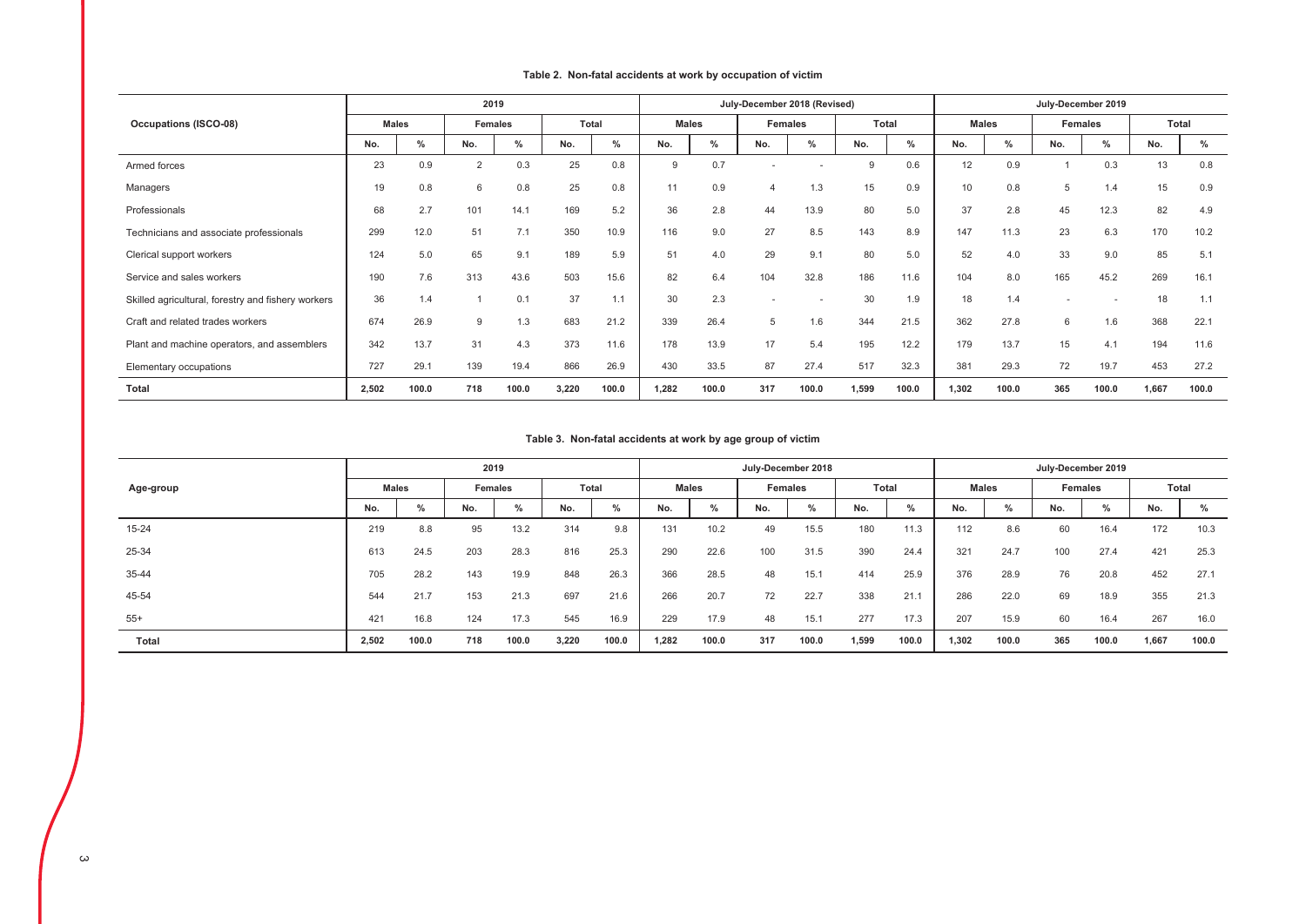**Table 2. Non-fatal accidents at work by occupation of victim**

| Occupations (ISCO-08) | 2019 | | | | | | July-December 2018 (Revised) | | | | | | July-December 2019 | | | | | |
|---|---|---|---|---|---|---|---|---|---|---|---|---|---|---|---|---|---|---|
| | Males | | Females | | Total | | Males | | Females | | Total | | Males | | Females | | Total | |
| | No. | % | No. | % | No. | % | No. | % | No. | % | No. | % | No. | % | No. | % | No. | % |
| Armed forces | 23 | 0.9 | 2 | 0.3 | 25 | 0.8 | 9 | 0.7 | - | - | 9 | 0.6 | 12 | 0.9 | 1 | 0.3 | 13 | 0.8 |
| Managers | 19 | 0.8 | 6 | 0.8 | 25 | 0.8 | 11 | 0.9 | 4 | 1.3 | 15 | 0.9 | 10 | 0.8 | 5 | 1.4 | 15 | 0.9 |
| Professionals | 68 | 2.7 | 101 | 14.1 | 169 | 5.2 | 36 | 2.8 | 44 | 13.9 | 80 | 5.0 | 37 | 2.8 | 45 | 12.3 | 82 | 4.9 |
| Technicians and associate professionals | 299 | 12.0 | 51 | 7.1 | 350 | 10.9 | 116 | 9.0 | 27 | 8.5 | 143 | 8.9 | 147 | 11.3 | 23 | 6.3 | 170 | 10.2 |
| Clerical support workers | 124 | 5.0 | 65 | 9.1 | 189 | 5.9 | 51 | 4.0 | 29 | 9.1 | 80 | 5.0 | 52 | 4.0 | 33 | 9.0 | 85 | 5.1 |
| Service and sales workers | 190 | 7.6 | 313 | 43.6 | 503 | 15.6 | 82 | 6.4 | 104 | 32.8 | 186 | 11.6 | 104 | 8.0 | 165 | 45.2 | 269 | 16.1 |
| Skilled agricultural, forestry and fishery workers | 36 | 1.4 | 1 | 0.1 | 37 | 1.1 | 30 | 2.3 | - | - | 30 | 1.9 | 18 | 1.4 | - | - | 18 | 1.1 |
| Craft and related trades workers | 674 | 26.9 | 9 | 1.3 | 683 | 21.2 | 339 | 26.4 | 5 | 1.6 | 344 | 21.5 | 362 | 27.8 | 6 | 1.6 | 368 | 22.1 |
| Plant and machine operators, and assemblers | 342 | 13.7 | 31 | 4.3 | 373 | 11.6 | 178 | 13.9 | 17 | 5.4 | 195 | 12.2 | 179 | 13.7 | 15 | 4.1 | 194 | 11.6 |
| Elementary occupations | 727 | 29.1 | 139 | 19.4 | 866 | 26.9 | 430 | 33.5 | 87 | 27.4 | 517 | 32.3 | 381 | 29.3 | 72 | 19.7 | 453 | 27.2 |
| **Total** | **2,502** | **100.0** | **718** | **100.0** | **3,220** | **100.0** | **1,282** | **100.0** | **317** | **100.0** | **1,599** | **100.0** | **1,302** | **100.0** | **365** | **100.0** | **1,667** | **100.0** |

**Table 3. Non-fatal accidents at work by age group of victim**

| Age-group | 2019 | | | | | | July-December 2018 | | | | | | July-December 2019 | | | | | |
|---|---|---|---|---|---|---|---|---|---|---|---|---|---|---|---|---|---|---|
| | Males | | Females | | Total | | Males | | Females | | Total | | Males | | Females | | Total | |
| | No. | % | No. | % | No. | % | No. | % | No. | % | No. | % | No. | % | No. | % | No. | % |
| 15-24 | 219 | 8.8 | 95 | 13.2 | 314 | 9.8 | 131 | 10.2 | 49 | 15.5 | 180 | 11.3 | 112 | 8.6 | 60 | 16.4 | 172 | 10.3 |
| 25-34 | 613 | 24.5 | 203 | 28.3 | 816 | 25.3 | 290 | 22.6 | 100 | 31.5 | 390 | 24.4 | 321 | 24.7 | 100 | 27.4 | 421 | 25.3 |
| 35-44 | 705 | 28.2 | 143 | 19.9 | 848 | 26.3 | 366 | 28.5 | 48 | 15.1 | 414 | 25.9 | 376 | 28.9 | 76 | 20.8 | 452 | 27.1 |
| 45-54 | 544 | 21.7 | 153 | 21.3 | 697 | 21.6 | 266 | 20.7 | 72 | 22.7 | 338 | 21.1 | 286 | 22.0 | 69 | 18.9 | 355 | 21.3 |
| 55+ | 421 | 16.8 | 124 | 17.3 | 545 | 16.9 | 229 | 17.9 | 48 | 15.1 | 277 | 17.3 | 207 | 15.9 | 60 | 16.4 | 267 | 16.0 |
| **Total** | **2,502** | **100.0** | **718** | **100.0** | **3,220** | **100.0** | **1,282** | **100.0** | **317** | **100.0** | **1,599** | **100.0** | **1,302** | **100.0** | **365** | **100.0** | **1,667** | **100.0** |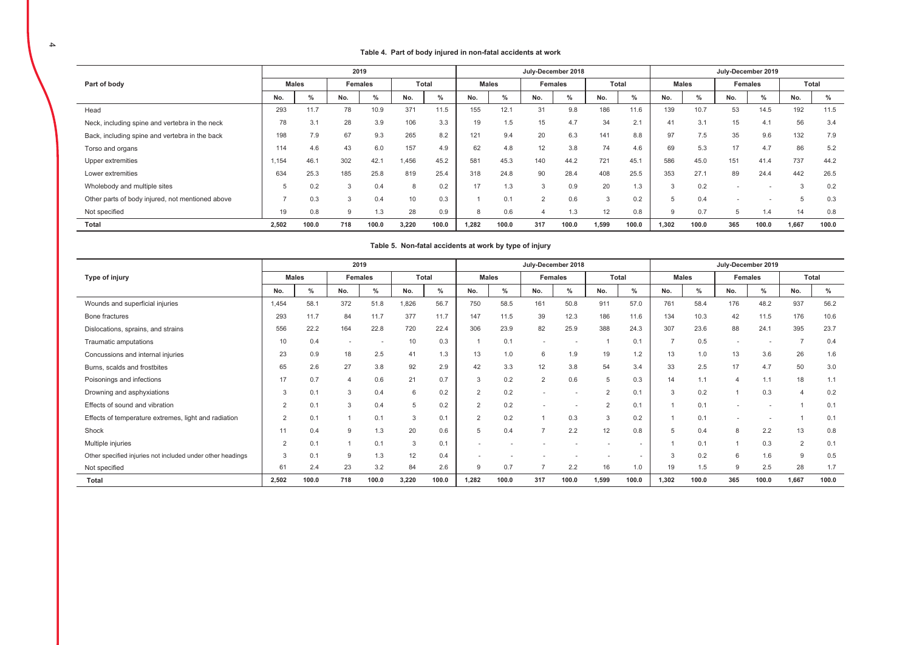**Table 4. Part of body injured in non-fatal accidents at work**

| Part of body | 2019 | | | | | | July-December 2018 | | | | | | July-December 2019 | | | | | |
|---|---|---|---|---|---|---|---|---|---|---|---|---|---|---|---|---|---|---|
| | Males | | Females | | Total | | Males | | Females | | Total | | Males | | Females | | Total | |
| | No. | % | No. | % | No. | % | No. | % | No. | % | No. | % | No. | % | No. | % | No. | % |
| Head | 293 | 11.7 | 78 | 10.9 | 371 | 11.5 | 155 | 12.1 | 31 | 9.8 | 186 | 11.6 | 139 | 10.7 | 53 | 14.5 | 192 | 11.5 |
| Neck, including spine and vertebra in the neck | 78 | 3.1 | 28 | 3.9 | 106 | 3.3 | 19 | 1.5 | 15 | 4.7 | 34 | 2.1 | 41 | 3.1 | 15 | 4.1 | 56 | 3.4 |
| Back, including spine and vertebra in the back | 198 | 7.9 | 67 | 9.3 | 265 | 8.2 | 121 | 9.4 | 20 | 6.3 | 141 | 8.8 | 97 | 7.5 | 35 | 9.6 | 132 | 7.9 |
| Torso and organs | 114 | 4.6 | 43 | 6.0 | 157 | 4.9 | 62 | 4.8 | 12 | 3.8 | 74 | 4.6 | 69 | 5.3 | 17 | 4.7 | 86 | 5.2 |
| Upper extremities | 1,154 | 46.1 | 302 | 42.1 | 1,456 | 45.2 | 581 | 45.3 | 140 | 44.2 | 721 | 45.1 | 586 | 45.0 | 151 | 41.4 | 737 | 44.2 |
| Lower extremities | 634 | 25.3 | 185 | 25.8 | 819 | 25.4 | 318 | 24.8 | 90 | 28.4 | 408 | 25.5 | 353 | 27.1 | 89 | 24.4 | 442 | 26.5 |
| Wholebody and multiple sites | 5 | 0.2 | 3 | 0.4 | 8 | 0.2 | 17 | 1.3 | 3 | 0.9 | 20 | 1.3 | 3 | 0.2 | - | - | 3 | 0.2 |
| Other parts of body injured, not mentioned above | 7 | 0.3 | 3 | 0.4 | 10 | 0.3 | 1 | 0.1 | 2 | 0.6 | 3 | 0.2 | 5 | 0.4 | - | - | 5 | 0.3 |
| Not specified | 19 | 0.8 | 9 | 1.3 | 28 | 0.9 | 8 | 0.6 | 4 | 1.3 | 12 | 0.8 | 9 | 0.7 | 5 | 1.4 | 14 | 0.8 |
| **Total** | **2,502** | **100.0** | **718** | **100.0** | **3,220** | **100.0** | **1,282** | **100.0** | **317** | **100.0** | **1,599** | **100.0** | **1,302** | **100.0** | **365** | **100.0** | **1,667** | **100.0** |

**Table 5. Non-fatal accidents at work by type of injury**

| Type of injury | 2019 | | | | | | July-December 2018 | | | | | | July-December 2019 | | | | | |
|---|---|---|---|---|---|---|---|---|---|---|---|---|---|---|---|---|---|---|
| | Males | | Females | | Total | | Males | | Females | | Total | | Males | | Females | | Total | |
| | No. | % | No. | % | No. | % | No. | % | No. | % | No. | % | No. | % | No. | % | No. | % |
| Wounds and superficial injuries | 1,454 | 58.1 | 372 | 51.8 | 1,826 | 56.7 | 750 | 58.5 | 161 | 50.8 | 911 | 57.0 | 761 | 58.4 | 176 | 48.2 | 937 | 56.2 |
| Bone fractures | 293 | 11.7 | 84 | 11.7 | 377 | 11.7 | 147 | 11.5 | 39 | 12.3 | 186 | 11.6 | 134 | 10.3 | 42 | 11.5 | 176 | 10.6 |
| Dislocations, sprains, and strains | 556 | 22.2 | 164 | 22.8 | 720 | 22.4 | 306 | 23.9 | 82 | 25.9 | 388 | 24.3 | 307 | 23.6 | 88 | 24.1 | 395 | 23.7 |
| Traumatic amputations | 10 | 0.4 | - | - | 10 | 0.3 | 1 | 0.1 | - | - | 1 | 0.1 | 7 | 0.5 | - | - | 7 | 0.4 |
| Concussions and internal injuries | 23 | 0.9 | 18 | 2.5 | 41 | 1.3 | 13 | 1.0 | 6 | 1.9 | 19 | 1.2 | 13 | 1.0 | 13 | 3.6 | 26 | 1.6 |
| Burns, scalds and frostbites | 65 | 2.6 | 27 | 3.8 | 92 | 2.9 | 42 | 3.3 | 12 | 3.8 | 54 | 3.4 | 33 | 2.5 | 17 | 4.7 | 50 | 3.0 |
| Poisonings and infections | 17 | 0.7 | 4 | 0.6 | 21 | 0.7 | 3 | 0.2 | 2 | 0.6 | 5 | 0.3 | 14 | 1.1 | 4 | 1.1 | 18 | 1.1 |
| Drowning and asphyxiations | 3 | 0.1 | 3 | 0.4 | 6 | 0.2 | 2 | 0.2 | - | - | 2 | 0.1 | 3 | 0.2 | 1 | 0.3 | 4 | 0.2 |
| Effects of sound and vibration | 2 | 0.1 | 3 | 0.4 | 5 | 0.2 | 2 | 0.2 | - | - | 2 | 0.1 | 1 | 0.1 | - | - | 1 | 0.1 |
| Effects of temperature extremes, light and radiation | 2 | 0.1 | 1 | 0.1 | 3 | 0.1 | 2 | 0.2 | 1 | 0.3 | 3 | 0.2 | 1 | 0.1 | - | - | 1 | 0.1 |
| Shock | 11 | 0.4 | 9 | 1.3 | 20 | 0.6 | 5 | 0.4 | 7 | 2.2 | 12 | 0.8 | 5 | 0.4 | 8 | 2.2 | 13 | 0.8 |
| Multiple injuries | 2 | 0.1 | 1 | 0.1 | 3 | 0.1 | - | - | - | - | - | - | 1 | 0.1 | 1 | 0.3 | 2 | 0.1 |
| Other specified injuries not included under other headings | 3 | 0.1 | 9 | 1.3 | 12 | 0.4 | - | - | - | - | - | - | 3 | 0.2 | 6 | 1.6 | 9 | 0.5 |
| Not specified | 61 | 2.4 | 23 | 3.2 | 84 | 2.6 | 9 | 0.7 | 7 | 2.2 | 16 | 1.0 | 19 | 1.5 | 9 | 2.5 | 28 | 1.7 |
| **Total** | **2,502** | **100.0** | **718** | **100.0** | **3,220** | **100.0** | **1,282** | **100.0** | **317** | **100.0** | **1,599** | **100.0** | **1,302** | **100.0** | **365** | **100.0** | **1,667** | **100.0** |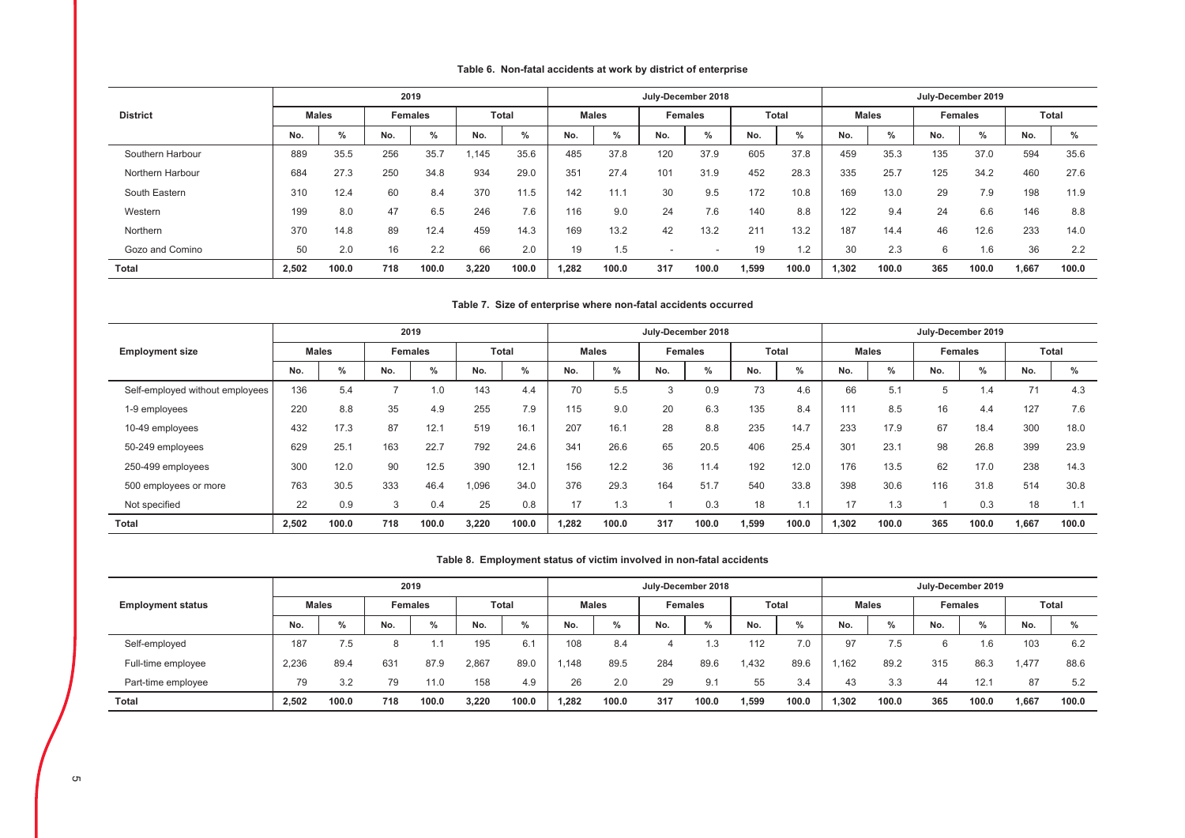**Table 6. Non-fatal accidents at work by district of enterprise**

| District | 2019 | | | | | | July-December 2018 | | | | | | July-December 2019 | | | | | |
|---|---|---|---|---|---|---|---|---|---|---|---|---|---|---|---|---|---|---|
| | Males | | Females | | Total | | Males | | Females | | Total | | Males | | Females | | Total | |
| | No. | % | No. | % | No. | % | No. | % | No. | % | No. | % | No. | % | No. | % | No. | % |
| Southern Harbour | 889 | 35.5 | 256 | 35.7 | 1,145 | 35.6 | 485 | 37.8 | 120 | 37.9 | 605 | 37.8 | 459 | 35.3 | 135 | 37.0 | 594 | 35.6 |
| Northern Harbour | 684 | 27.3 | 250 | 34.8 | 934 | 29.0 | 351 | 27.4 | 101 | 31.9 | 452 | 28.3 | 335 | 25.7 | 125 | 34.2 | 460 | 27.6 |
| South Eastern | 310 | 12.4 | 60 | 8.4 | 370 | 11.5 | 142 | 11.1 | 30 | 9.5 | 172 | 10.8 | 169 | 13.0 | 29 | 7.9 | 198 | 11.9 |
| Western | 199 | 8.0 | 47 | 6.5 | 246 | 7.6 | 116 | 9.0 | 24 | 7.6 | 140 | 8.8 | 122 | 9.4 | 24 | 6.6 | 146 | 8.8 |
| Northern | 370 | 14.8 | 89 | 12.4 | 459 | 14.3 | 169 | 13.2 | 42 | 13.2 | 211 | 13.2 | 187 | 14.4 | 46 | 12.6 | 233 | 14.0 |
| Gozo and Comino | 50 | 2.0 | 16 | 2.2 | 66 | 2.0 | 19 | 1.5 | - | - | 19 | 1.2 | 30 | 2.3 | 6 | 1.6 | 36 | 2.2 |
| **Total** | **2,502** | **100.0** | **718** | **100.0** | **3,220** | **100.0** | **1,282** | **100.0** | **317** | **100.0** | **1,599** | **100.0** | **1,302** | **100.0** | **365** | **100.0** | **1,667** | **100.0** |

**Table 7. Size of enterprise where non-fatal accidents occurred**

| Employment size | 2019 | | | | | | July-December 2018 | | | | | | July-December 2019 | | | | | |
|---|---|---|---|---|---|---|---|---|---|---|---|---|---|---|---|---|---|---|
| | Males | | Females | | Total | | Males | | Females | | Total | | Males | | Females | | Total | |
| | No. | % | No. | % | No. | % | No. | % | No. | % | No. | % | No. | % | No. | % | No. | % |
| Self-employed without employees | 136 | 5.4 | 7 | 1.0 | 143 | 4.4 | 70 | 5.5 | 3 | 0.9 | 73 | 4.6 | 66 | 5.1 | 5 | 1.4 | 71 | 4.3 |
| 1-9 employees | 220 | 8.8 | 35 | 4.9 | 255 | 7.9 | 115 | 9.0 | 20 | 6.3 | 135 | 8.4 | 111 | 8.5 | 16 | 4.4 | 127 | 7.6 |
| 10-49 employees | 432 | 17.3 | 87 | 12.1 | 519 | 16.1 | 207 | 16.1 | 28 | 8.8 | 235 | 14.7 | 233 | 17.9 | 67 | 18.4 | 300 | 18.0 |
| 50-249 employees | 629 | 25.1 | 163 | 22.7 | 792 | 24.6 | 341 | 26.6 | 65 | 20.5 | 406 | 25.4 | 301 | 23.1 | 98 | 26.8 | 399 | 23.9 |
| 250-499 employees | 300 | 12.0 | 90 | 12.5 | 390 | 12.1 | 156 | 12.2 | 36 | 11.4 | 192 | 12.0 | 176 | 13.5 | 62 | 17.0 | 238 | 14.3 |
| 500 employees or more | 763 | 30.5 | 333 | 46.4 | 1,096 | 34.0 | 376 | 29.3 | 164 | 51.7 | 540 | 33.8 | 398 | 30.6 | 116 | 31.8 | 514 | 30.8 |
| Not specified | 22 | 0.9 | 3 | 0.4 | 25 | 0.8 | 17 | 1.3 | 1 | 0.3 | 18 | 1.1 | 17 | 1.3 | 1 | 0.3 | 18 | 1.1 |
| **Total** | **2,502** | **100.0** | **718** | **100.0** | **3,220** | **100.0** | **1,282** | **100.0** | **317** | **100.0** | **1,599** | **100.0** | **1,302** | **100.0** | **365** | **100.0** | **1,667** | **100.0** |

**Table 8. Employment status of victim involved in non-fatal accidents**

| Employment status | 2019 | | | | | | July-December 2018 | | | | | | July-December 2019 | | | | | |
|---|---|---|---|---|---|---|---|---|---|---|---|---|---|---|---|---|---|---|
| | Males | | Females | | Total | | Males | | Females | | Total | | Males | | Females | | Total | |
| | No. | % | No. | % | No. | % | No. | % | No. | % | No. | % | No. | % | No. | % | No. | % |
| Self-employed | 187 | 7.5 | 8 | 1.1 | 195 | 6.1 | 108 | 8.4 | 4 | 1.3 | 112 | 7.0 | 97 | 7.5 | 6 | 1.6 | 103 | 6.2 |
| Full-time employee | 2,236 | 89.4 | 631 | 87.9 | 2,867 | 89.0 | 1,148 | 89.5 | 284 | 89.6 | 1,432 | 89.6 | 1,162 | 89.2 | 315 | 86.3 | 1,477 | 88.6 |
| Part-time employee | 79 | 3.2 | 79 | 11.0 | 158 | 4.9 | 26 | 2.0 | 29 | 9.1 | 55 | 3.4 | 43 | 3.3 | 44 | 12.1 | 87 | 5.2 |
| **Total** | **2,502** | **100.0** | **718** | **100.0** | **3,220** | **100.0** | **1,282** | **100.0** | **317** | **100.0** | **1,599** | **100.0** | **1,302** | **100.0** | **365** | **100.0** | **1,667** | **100.0** |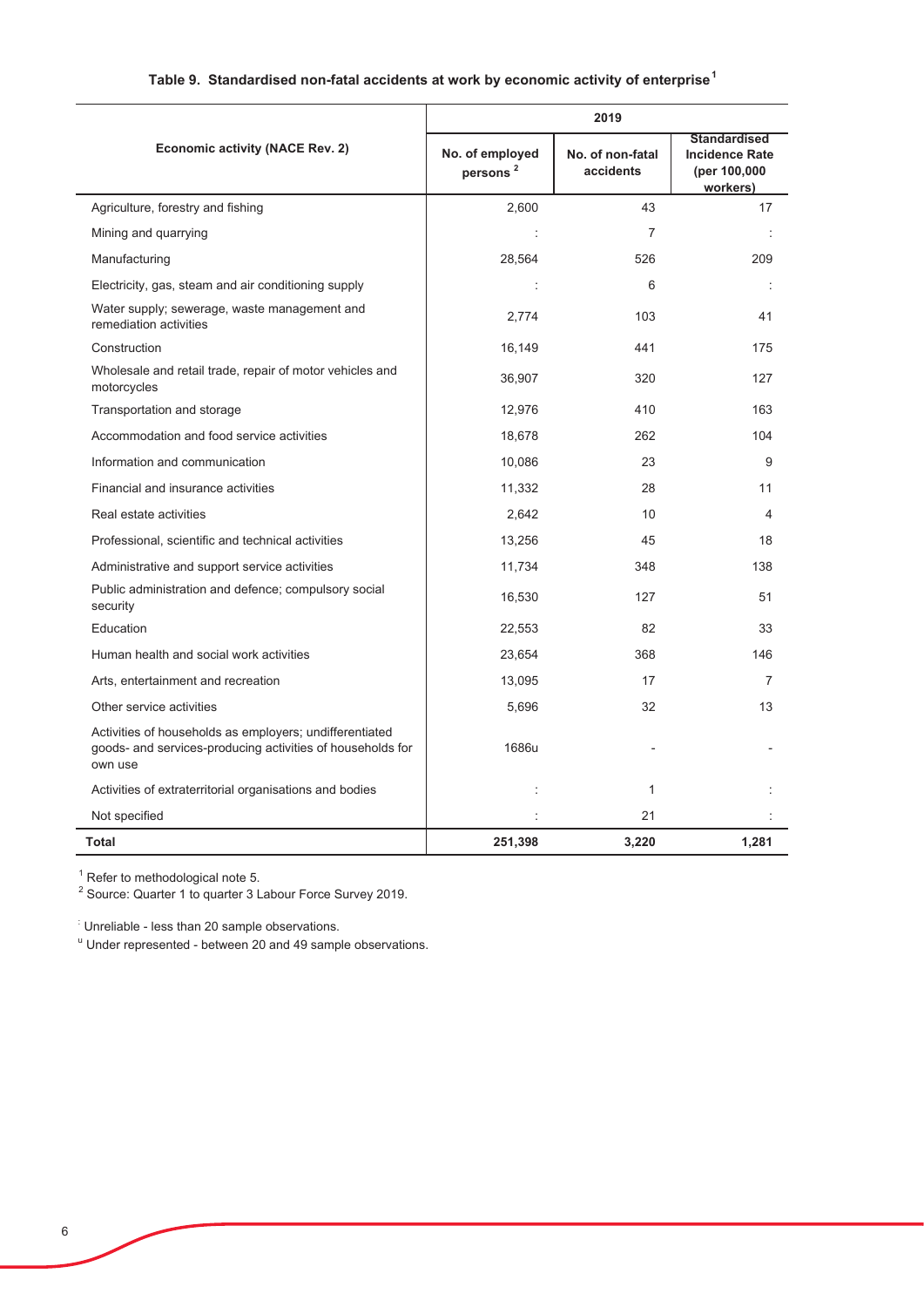### Table 9. Standardised non-fatal accidents at work by economic activity of enterprise[1]

| Economic activity (NACE Rev. 2) | 2019 | | |
|---|---|---|---|
| | No. of employed persons[2] | No. of non-fatal accidents | Standardised Incidence Rate (per 100,000 workers) |
| Agriculture, forestry and fishing | 2,600 | 43 | 17 |
| Mining and quarrying | : | 7 | : |
| Manufacturing | 28,564 | 526 | 209 |
| Electricity, gas, steam and air conditioning supply | : | 6 | : |
| Water supply; sewerage, waste management and remediation activities | 2,774 | 103 | 41 |
| Construction | 16,149 | 441 | 175 |
| Wholesale and retail trade, repair of motor vehicles and motorcycles | 36,907 | 320 | 127 |
| Transportation and storage | 12,976 | 410 | 163 |
| Accommodation and food service activities | 18,678 | 262 | 104 |
| Information and communication | 10,086 | 23 | 9 |
| Financial and insurance activities | 11,332 | 28 | 11 |
| Real estate activities | 2,642 | 10 | 4 |
| Professional, scientific and technical activities | 13,256 | 45 | 18 |
| Administrative and support service activities | 11,734 | 348 | 138 |
| Public administration and defence; compulsory social security | 16,530 | 127 | 51 |
| Education | 22,553 | 82 | 33 |
| Human health and social work activities | 23,654 | 368 | 146 |
| Arts, entertainment and recreation | 13,095 | 17 | 7 |
| Other service activities | 5,696 | 32 | 13 |
| Activities of households as employers; undifferentiated goods- and services-producing activities of households for own use | 1686u | - | - |
| Activities of extraterritorial organisations and bodies | : | 1 | : |
| Not specified | : | 21 | : |
| **Total** | **251,398** | **3,220** | **1,281** |

[1] Refer to methodological note 5.
[2] Source: Quarter 1 to quarter 3 Labour Force Survey 2019.

: Unreliable - less than 20 sample observations.
u Under represented - between 20 and 49 sample observations.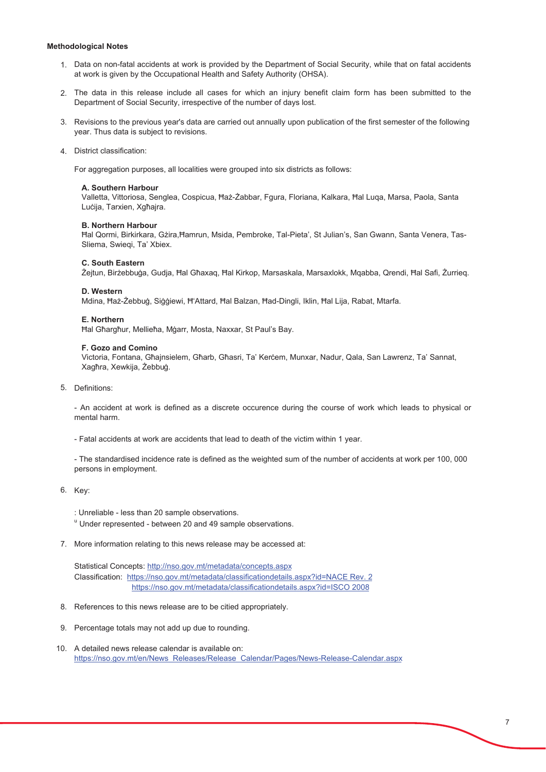**Methodological Notes**

1. Data on non-fatal accidents at work is provided by the Department of Social Security, while that on fatal accidents at work is given by the Occupational Health and Safety Authority (OHSA).

2. The data in this release include all cases for which an injury benefit claim form has been submitted to the Department of Social Security, irrespective of the number of days lost.

3. Revisions to the previous year's data are carried out annually upon publication of the first semester of the following year. Thus data is subject to revisions.

4. District classification:

   For aggregation purposes, all localities were grouped into six districts as follows:

   **A. Southern Harbour**
   Valletta, Vittoriosa, Senglea, Cospicua, Ħaż-Żabbar, Fgura, Floriana, Kalkara, Ħal Luqa, Marsa, Paola, Santa Luċija, Tarxien, Xgħajra.

   **B. Northern Harbour**
   Ħal Qormi, Birkirkara, Gżira,Ħamrun, Msida, Pembroke, Tal-Pieta', St Julian's, San Gwann, Santa Venera, Tas-Sliema, Swieqi, Ta' Xbiex.

   **C. South Eastern**
   Żejtun, Birżebbuġa, Gudja, Ħal Għaxaq, Ħal Kirkop, Marsaskala, Marsaxlokk, Mqabba, Qrendi, Ħal Safi, Żurrieq.

   **D. Western**
   Mdina, Ħaż-Żebbuġ, Siġġiewi, Ħ'Attard, Ħal Balzan, Ħad-Dingli, Iklin, Ħal Lija, Rabat, Mtarfa.

   **E. Northern**
   Ħal Għargħur, Mellieħa, Mġarr, Mosta, Naxxar, St Paul's Bay.

   **F. Gozo and Comino**
   Victoria, Fontana, Għajnsielem, Għarb, Għasri, Ta' Kerċem, Munxar, Nadur, Qala, San Lawrenz, Ta' Sannat, Xagħra, Xewkija, Żebbuġ.

5. Definitions:

   - An accident at work is defined as a discrete occurence during the course of work which leads to physical or mental harm.

   - Fatal accidents at work are accidents that lead to death of the victim within 1 year.

   - The standardised incidence rate is defined as the weighted sum of the number of accidents at work per 100, 000 persons in employment.

6. Key:

   : Unreliable - less than 20 sample observations.
   u Under represented - between 20 and 49 sample observations.

7. More information relating to this news release may be accessed at:

   Statistical Concepts: http://nso.gov.mt/metadata/concepts.aspx
   Classification: https://nso.gov.mt/metadata/classificationdetails.aspx?id=NACE Rev. 2
   https://nso.gov.mt/metadata/classificationdetails.aspx?id=ISCO 2008

8. References to this news release are to be citied appropriately.

9. Percentage totals may not add up due to rounding.

10. A detailed news release calendar is available on:
    https://nso.gov.mt/en/News_Releases/Release_Calendar/Pages/News-Release-Calendar.aspx